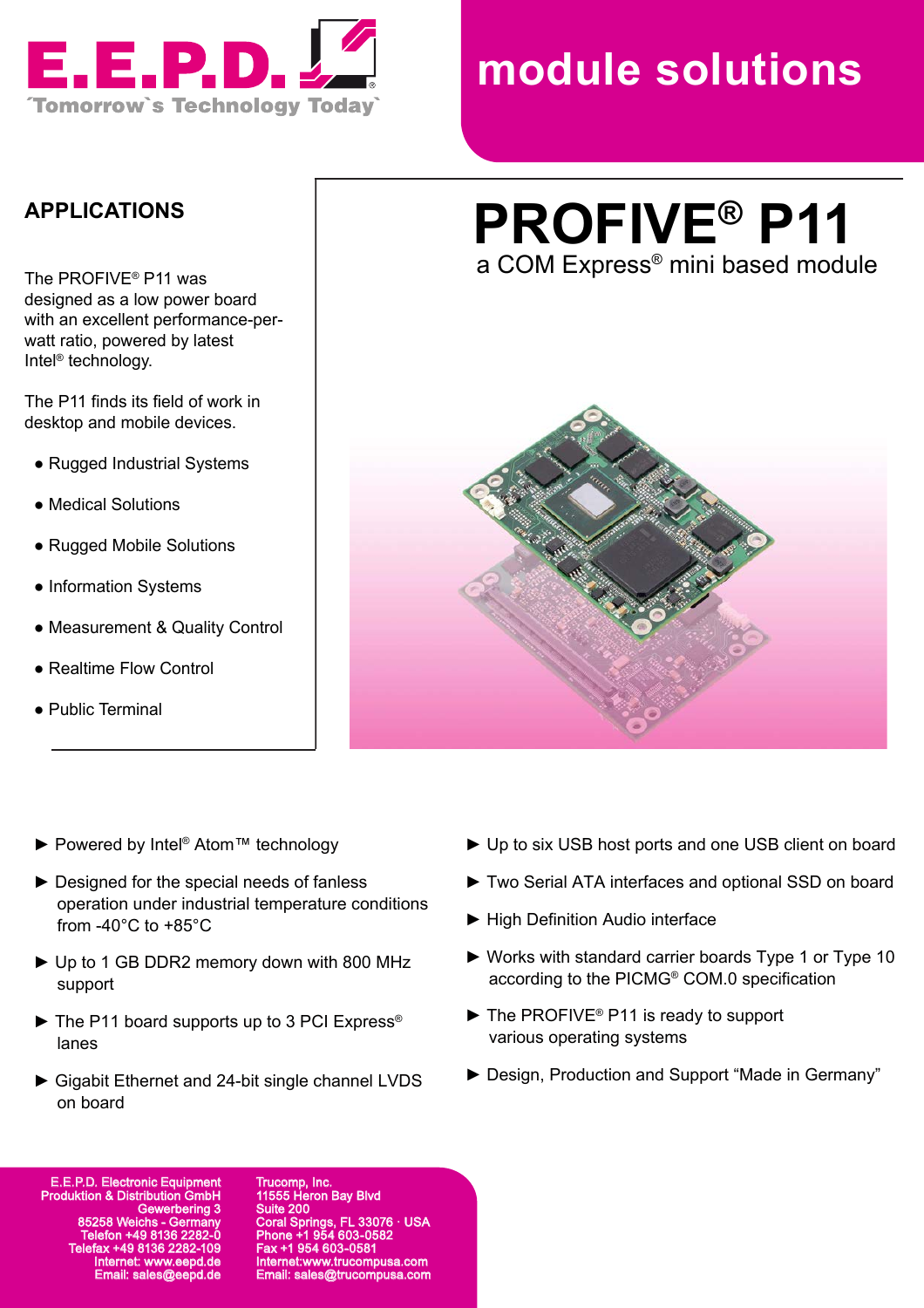E.E.P.D.®

´Tomorrow`s Technology Today`

# module solutions

## APPLICATIONS

The PROFIVE® P11 was designed as a low power board with an excellent performance-per-watt ratio, powered by latest Intel® technology.

The P11 finds its field of work in desktop and mobile devices.

- Rugged Industrial Systems
- Medical Solutions
- Rugged Mobile Solutions
- Information Systems
- Measurement & Quality Control
- Realtime Flow Control
- Public Terminal

# PROFIVE® P11

a COM Express® mini based module

- ► Powered by Intel® Atom™ technology
- ► Designed for the special needs of fanless operation under industrial temperature conditions from -40°C to +85°C
- ► Up to 1 GB DDR2 memory down with 800 MHz support
- ► The P11 board supports up to 3 PCI Express® lanes
- ► Gigabit Ethernet and 24-bit single channel LVDS on board
- ► Up to six USB host ports and one USB client on board
- ► Two Serial ATA interfaces and optional SSD on board
- ► High Definition Audio interface
- ► Works with standard carrier boards Type 1 or Type 10 according to the PICMG® COM.0 specification
- ► The PROFIVE® P11 is ready to support various operating systems
- ► Design, Production and Support “Made in Germany”

E.E.P.D. Electronic Equipment
Produktion & Distribution GmbH
Gewerbering 3
85258 Weichs - Germany
Telefon +49 8136 2282-0
Telefax +49 8136 2282-109
Internet: www.eepd.de
Email: sales@eepd.de

Trucomp, Inc.
11555 Heron Bay Blvd
Suite 200
Coral Springs, FL 33076 · USA
Phone +1 954 603-0582
Fax +1 954 603-0581
Internet:www.trucompusa.com
Email: sales@trucompusa.com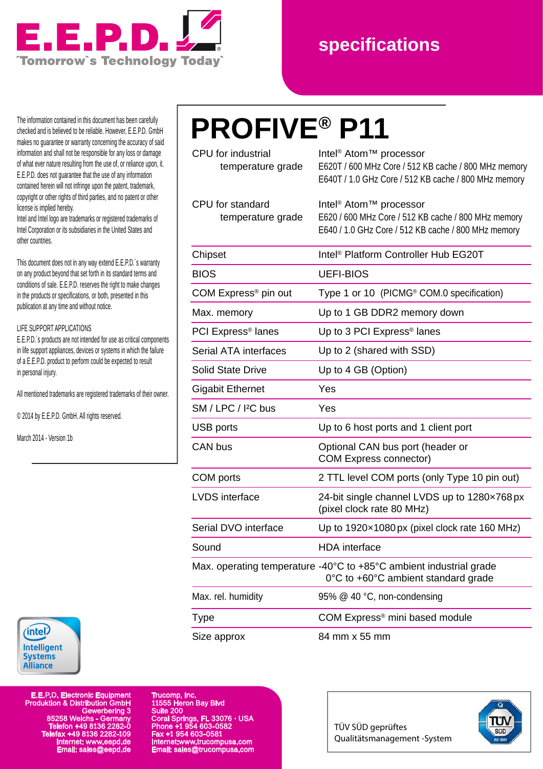# E.E.P.D.

´Tomorrow´s Technology Today´

## specifications

The information contained in this document has been carefully checked and is believed to be reliable. However, E.E.P.D. GmbH makes no guarantee or warranty concerning the accuracy of said information and shall not be responsible for any loss or damage of what ever nature resulting from the use of, or reliance upon, it. E.E.P.D. does not guarantee that the use of any information contained herein will not infringe upon the patent, trademark, copyright or other rights of third parties, and no patent or other license is implied hereby.
Intel and Intel logo are trademarks or registered trademarks of Intel Corporation or its subsidiaries in the United States and other countries.

This document does not in any way extend E.E.P.D.´s warranty on any product beyond that set forth in its standard terms and conditions of sale. E.E.P.D. reserves the right to make changes in the products or specifications, or both, presented in this publication at any time and without notice.

LIFE SUPPORT APPLICATIONS
E.E.P.D.´s products are not intended for use as critical components in life support appliances, devices or systems in which the failure of a E.E.P.D. product to perform could be expected to result in personal injury.

All mentioned trademarks are registered trademarks of their owner.

© 2014 by E.E.P.D. GmbH. All rights reserved.

March 2014 - Version 1b

# PROFIVE® P11

| | |
|---|---|
| CPU for industrial temperature grade | Intel® Atom™ processor<br>E620T / 600 MHz Core / 512 KB cache / 800 MHz memory<br>E640T / 1.0 GHz Core / 512 KB cache / 800 MHz memory |
| CPU for standard temperature grade | Intel® Atom™ processor<br>E620 / 600 MHz Core / 512 KB cache / 800 MHz memory<br>E640 / 1.0 GHz Core / 512 KB cache / 800 MHz memory |
| Chipset | Intel® Platform Controller Hub EG20T |
| BIOS | UEFI-BIOS |
| COM Express® pin out | Type 1 or 10 (PICMG® COM.0 specification) |
| Max. memory | Up to 1 GB DDR2 memory down |
| PCI Express® lanes | Up to 3 PCI Express® lanes |
| Serial ATA interfaces | Up to 2 (shared with SSD) |
| Solid State Drive | Up to 4 GB (Option) |
| Gigabit Ethernet | Yes |
| SM / LPC / I²C bus | Yes |
| USB ports | Up to 6 host ports and 1 client port |
| CAN bus | Optional CAN bus port (header or COM Express connector) |
| COM ports | 2 TTL level COM ports (only Type 10 pin out) |
| LVDS interface | 24-bit single channel LVDS up to 1280×768 px (pixel clock rate 80 MHz) |
| Serial DVO interface | Up to 1920×1080 px (pixel clock rate 160 MHz) |
| Sound | HDA interface |
| Max. operating temperature | -40°C to +85°C ambient industrial grade<br>0°C to +60°C ambient standard grade |
| Max. rel. humidity | 95% @ 40 °C, non-condensing |
| Type | COM Express® mini based module |
| Size approx | 84 mm x 55 mm |

intel Intelligent Systems Alliance

E.E.P.D. Electronic Equipment
Produktion & Distribution GmbH
Gewerbering 3
85258 Weichs - Germany
Telefon +49 8136 2282-0
Telefax +49 8136 2282-109
Internet: www.eepd.de
Email: sales@eepd.de

Trucomp, Inc.
11555 Heron Bay Blvd
Suite 200
Coral Springs, FL 33076 · USA
Phone +1 954 603-0582
Fax +1 954 603-0581
Internet:www.trucompusa.com
Email: sales@trucompusa.com

TÜV SÜD geprüftes
Qualitätsmanagement -System

TÜV SÜD ISO 9001